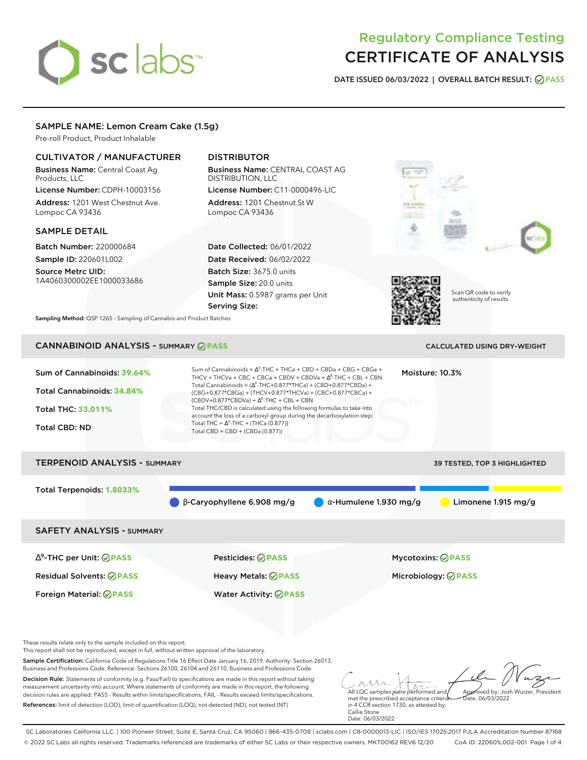# Regulatory Compliance Testing
# CERTIFICATE OF ANALYSIS

**DATE ISSUED 06/03/2022 | OVERALL BATCH RESULT: PASS**

## SAMPLE NAME: Lemon Cream Cake (1.5g)

Pre-roll Product, Product Inhalable

### CULTIVATOR / MANUFACTURER

**Business Name:** Central Coast Ag Products, LLC

**License Number:** CDPH-10003156

**Address:** 1201 West Chestnut Ave. Lompoc CA 93436

### DISTRIBUTOR

**Business Name:** CENTRAL COAST AG DISTRIBUTION, LLC

**License Number:** C11-0000496-LIC

**Address:** 1201 Chestnut St W Lompoc CA 93436

### SAMPLE DETAIL

**Batch Number:** 220000684

**Sample ID:** 220601L002

**Source Metrc UID:** 1A4060300002EE1000033686

**Date Collected:** 06/01/2022

**Date Received:** 06/02/2022

**Batch Size:** 3675.0 units

**Sample Size:** 20.0 units

**Unit Mass:** 0.5987 grams per Unit

**Serving Size:**

Scan QR code to verify authenticity of results.

**Sampling Method:** QSP 1265 - Sampling of Cannabis and Product Batches

## CANNABINOID ANALYSIS - SUMMARY PASS

CALCULATED USING DRY-WEIGHT

**Sum of Cannabinoids:** 39.64%

**Total Cannabinoids:** 34.84%

**Total THC:** 33.011%

**Total CBD:** ND

Sum of Cannabinoids = $\Delta^9$-THC + THCa + CBD + CBDa + CBG + CBGa + THCV + THCVa + CBC + CBCa + CBDV + CBDVa + $\Delta^8$-THC + CBL + CBN

Total Cannabinoids = ($\Delta^9$-THC+0.877*THCa) + (CBD+0.877*CBDa) + (CBG+0.877*CBGa) + (THCV+0.877*THCVa) + (CBC+0.877*CBCa) + (CBDV+0.877*CBDVa) + $\Delta^8$-THC + CBL + CBN

Total THC/CBD is calculated using the following formulas to take into account the loss of a carboxyl group during the decarboxylation step:

Total THC = $\Delta^9$-THC + (THCa (0.877))

Total CBD = CBD + (CBDa (0.877))

**Moisture:** 10.3%

## TERPENOID ANALYSIS - SUMMARY

39 TESTED, TOP 3 HIGHLIGHTED

**Total Terpenoids:** 1.8033%

β-Caryophyllene 6.908 mg/g

α-Humulene 1.930 mg/g

Limonene 1.915 mg/g

## SAFETY ANALYSIS - SUMMARY

| | | |
|---|---|---|
| $\Delta^9$-THC per Unit: PASS | Pesticides: PASS | Mycotoxins: PASS |
| Residual Solvents: PASS | Heavy Metals: PASS | Microbiology: PASS |
| Foreign Material: PASS | Water Activity: PASS | |

These results relate only to the sample included on this report.
This report shall not be reproduced, except in full, without written approval of the laboratory.

**Sample Certification:** California Code of Regulations Title 16 Effect Date January 16, 2019. Authority: Section 26013, Business and Professions Code. Reference: Sections 26100, 26104 and 26110, Business and Professions Code.

**Decision Rule:** Statements of conformity (e.g. Pass/Fail) to specifications are made in this report without taking measurement uncertainty into account. Where statements of conformity are made in this report, the following decision rules are applied: PASS - Results within limits/specifications, FAIL - Results exceed limits/specifications.

**References:** limit of detection (LOD), limit of quantification (LOQ), not detected (ND), not tested (NT)

All LQC samples were performed and met the prescribed acceptance criteria in 4 CCR section 1730, as attested by: Callie Stone
Date: 06/03/2022

Approved by: Josh Wurzer, President
Date: 06/03/2022

SC Laboratories California LLC. | 100 Pioneer Street, Suite E, Santa Cruz, CA 95060 | 866-435-0709 | sclabs.com | C8-0000013-LIC | ISO/IES 17025:2017 PJLA Accreditation Number 87168
© 2022 SC Labs all rights reserved. Trademarks referenced are trademarks of either SC Labs or their respective owners. MKT00162 REV6 12/20 CoA ID: 220601L002-001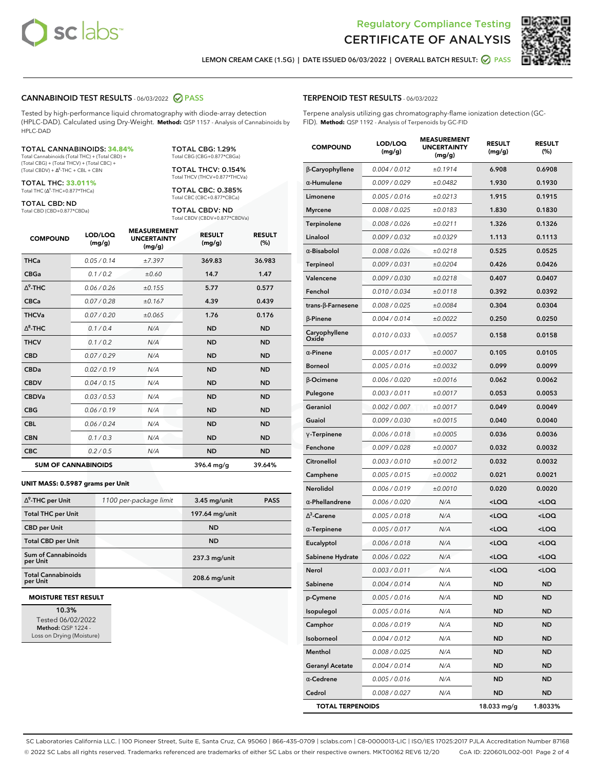Regulatory Compliance Testing

# CERTIFICATE OF ANALYSIS

LEMON CREAM CAKE (1.5G) | DATE ISSUED 06/03/2022 | OVERALL BATCH RESULT: PASS

## CANNABINOID TEST RESULTS - 06/03/2022 PASS

Tested by high-performance liquid chromatography with diode-array detection (HPLC-DAD). Calculated using Dry-Weight. **Method:** QSP 1157 - Analysis of Cannabinoids by HPLC-DAD

**TOTAL CANNABINOIDS: 34.84%**
Total Cannabinoids (Total THC) + (Total CBD) + (Total CBG) + (Total THCV) + (Total CBC) + (Total CBDV) + $\Delta^8$-THC + CBL + CBN

**TOTAL THC: 33.011%**
Total THC ($\Delta^9$-THC+0.877*THCa)

**TOTAL CBD: ND**
Total CBD (CBD+0.877*CBDa)

**TOTAL CBG: 1.29%**
Total CBG (CBG+0.877*CBGa)

**TOTAL THCV: 0.154%**
Total THCV (THCV+0.877*THCVa)

**TOTAL CBC: 0.385%**
Total CBC (CBC+0.877*CBCa)

**TOTAL CBDV: ND**
Total CBDV (CBDV+0.877*CBDVa)

| COMPOUND | LOD/LOQ (mg/g) | MEASUREMENT UNCERTAINTY (mg/g) | RESULT (mg/g) | RESULT (%) |
|---|---|---|---|---|
| THCa | 0.05 / 0.14 | ±7.397 | 369.83 | 36.983 |
| CBGa | 0.1 / 0.2 | ±0.60 | 14.7 | 1.47 |
| $\Delta^9$-THC | 0.06 / 0.26 | ±0.155 | 5.77 | 0.577 |
| CBCa | 0.07 / 0.28 | ±0.167 | 4.39 | 0.439 |
| THCVa | 0.07 / 0.20 | ±0.065 | 1.76 | 0.176 |
| $\Delta^8$-THC | 0.1 / 0.4 | N/A | ND | ND |
| THCV | 0.1 / 0.2 | N/A | ND | ND |
| CBD | 0.07 / 0.29 | N/A | ND | ND |
| CBDa | 0.02 / 0.19 | N/A | ND | ND |
| CBDV | 0.04 / 0.15 | N/A | ND | ND |
| CBDVa | 0.03 / 0.53 | N/A | ND | ND |
| CBG | 0.06 / 0.19 | N/A | ND | ND |
| CBL | 0.06 / 0.24 | N/A | ND | ND |
| CBN | 0.1 / 0.3 | N/A | ND | ND |
| CBC | 0.2 / 0.5 | N/A | ND | ND |
| **SUM OF CANNABINOIDS** | | | 396.4 mg/g | 39.64% |

**UNIT MASS: 0.5987 grams per Unit**

| | | | |
|---|---|---|---|
| $\Delta^9$-THC per Unit | 1100 per-package limit | 3.45 mg/unit | PASS |
| Total THC per Unit | | 197.64 mg/unit | |
| CBD per Unit | | ND | |
| Total CBD per Unit | | ND | |
| Sum of Cannabinoids per Unit | | 237.3 mg/unit | |
| Total Cannabinoids per Unit | | 208.6 mg/unit | |

**MOISTURE TEST RESULT**

10.3%
Tested 06/02/2022
**Method:** QSP 1224 - Loss on Drying (Moisture)

## TERPENOID TEST RESULTS - 06/03/2022

Terpene analysis utilizing gas chromatography-flame ionization detection (GC-FID). **Method:** QSP 1192 - Analysis of Terpenoids by GC-FID

| COMPOUND | LOD/LOQ (mg/g) | MEASUREMENT UNCERTAINTY (mg/g) | RESULT (mg/g) | RESULT (%) |
|---|---|---|---|---|
| β-Caryophyllene | 0.004 / 0.012 | ±0.1914 | 6.908 | 0.6908 |
| α-Humulene | 0.009 / 0.029 | ±0.0482 | 1.930 | 0.1930 |
| Limonene | 0.005 / 0.016 | ±0.0213 | 1.915 | 0.1915 |
| Myrcene | 0.008 / 0.025 | ±0.0183 | 1.830 | 0.1830 |
| Terpinolene | 0.008 / 0.026 | ±0.0211 | 1.326 | 0.1326 |
| Linalool | 0.009 / 0.032 | ±0.0329 | 1.113 | 0.1113 |
| α-Bisabolol | 0.008 / 0.026 | ±0.0218 | 0.525 | 0.0525 |
| Terpineol | 0.009 / 0.031 | ±0.0204 | 0.426 | 0.0426 |
| Valencene | 0.009 / 0.030 | ±0.0218 | 0.407 | 0.0407 |
| Fenchol | 0.010 / 0.034 | ±0.0118 | 0.392 | 0.0392 |
| trans-β-Farnesene | 0.008 / 0.025 | ±0.0084 | 0.304 | 0.0304 |
| β-Pinene | 0.004 / 0.014 | ±0.0022 | 0.250 | 0.0250 |
| Caryophyllene Oxide | 0.010 / 0.033 | ±0.0057 | 0.158 | 0.0158 |
| α-Pinene | 0.005 / 0.017 | ±0.0007 | 0.105 | 0.0105 |
| Borneol | 0.005 / 0.016 | ±0.0032 | 0.099 | 0.0099 |
| β-Ocimene | 0.006 / 0.020 | ±0.0016 | 0.062 | 0.0062 |
| Pulegone | 0.003 / 0.011 | ±0.0017 | 0.053 | 0.0053 |
| Geraniol | 0.002 / 0.007 | ±0.0017 | 0.049 | 0.0049 |
| Guaiol | 0.009 / 0.030 | ±0.0015 | 0.040 | 0.0040 |
| γ-Terpinene | 0.006 / 0.018 | ±0.0005 | 0.036 | 0.0036 |
| Fenchone | 0.009 / 0.028 | ±0.0007 | 0.032 | 0.0032 |
| Citronellol | 0.003 / 0.010 | ±0.0012 | 0.032 | 0.0032 |
| Camphene | 0.005 / 0.015 | ±0.0002 | 0.021 | 0.0021 |
| Nerolidol | 0.006 / 0.019 | ±0.0010 | 0.020 | 0.0020 |
| α-Phellandrene | 0.006 / 0.020 | N/A | <LOQ | <LOQ |
| $\Delta^3$-Carene | 0.005 / 0.018 | N/A | <LOQ | <LOQ |
| α-Terpinene | 0.005 / 0.017 | N/A | <LOQ | <LOQ |
| Eucalyptol | 0.006 / 0.018 | N/A | <LOQ | <LOQ |
| Sabinene Hydrate | 0.006 / 0.022 | N/A | <LOQ | <LOQ |
| Nerol | 0.003 / 0.011 | N/A | <LOQ | <LOQ |
| Sabinene | 0.004 / 0.014 | N/A | ND | ND |
| p-Cymene | 0.005 / 0.016 | N/A | ND | ND |
| Isopulegol | 0.005 / 0.016 | N/A | ND | ND |
| Camphor | 0.006 / 0.019 | N/A | ND | ND |
| Isoborneol | 0.004 / 0.012 | N/A | ND | ND |
| Menthol | 0.008 / 0.025 | N/A | ND | ND |
| Geranyl Acetate | 0.004 / 0.014 | N/A | ND | ND |
| α-Cedrene | 0.005 / 0.016 | N/A | ND | ND |
| Cedrol | 0.008 / 0.027 | N/A | ND | ND |
| **TOTAL TERPENOIDS** | | | 18.033 mg/g | 1.8033% |

SC Laboratories California LLC. | 100 Pioneer Street, Suite E, Santa Cruz, CA 95060 | 866-435-0709 | sclabs.com | C8-0000013-LIC | ISO/IES 17025:2017 PJLA Accreditation Number 87168
© 2022 SC Labs all rights reserved. Trademarks referenced are trademarks of either SC Labs or their respective owners. MKT00162 REV6 12/20 CoA ID: 220601L002-001